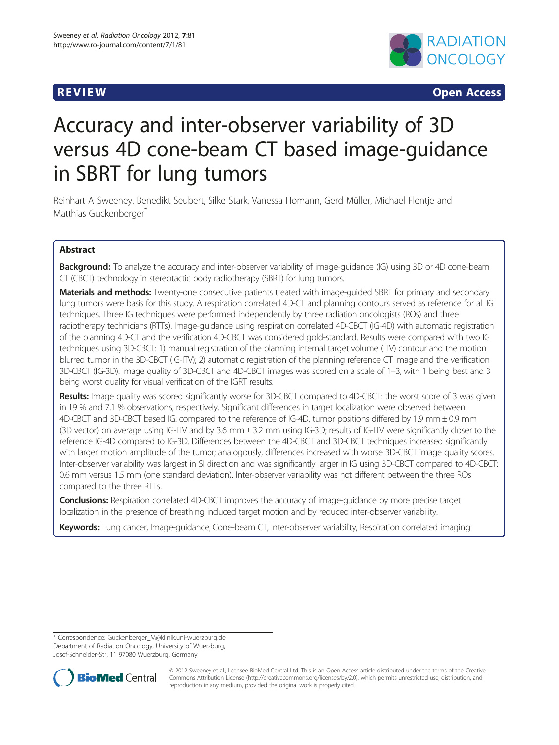**REVIEW** **Open Access**

# Accuracy and inter-observer variability of 3D versus 4D cone-beam CT based image-guidance in SBRT for lung tumors

Reinhart A Sweeney, Benedikt Seubert, Silke Stark, Vanessa Homann, Gerd Müller, Michael Flentje and Matthias Guckenberger*

## Abstract

**Background:** To analyze the accuracy and inter-observer variability of image-guidance (IG) using 3D or 4D cone-beam CT (CBCT) technology in stereotactic body radiotherapy (SBRT) for lung tumors.

**Materials and methods:** Twenty-one consecutive patients treated with image-guided SBRT for primary and secondary lung tumors were basis for this study. A respiration correlated 4D-CT and planning contours served as reference for all IG techniques. Three IG techniques were performed independently by three radiation oncologists (ROs) and three radiotherapy technicians (RTTs). Image-guidance using respiration correlated 4D-CBCT (IG-4D) with automatic registration of the planning 4D-CT and the verification 4D-CBCT was considered gold-standard. Results were compared with two IG techniques using 3D-CBCT: 1) manual registration of the planning internal target volume (ITV) contour and the motion blurred tumor in the 3D-CBCT (IG-ITV); 2) automatic registration of the planning reference CT image and the verification 3D-CBCT (IG-3D). Image quality of 3D-CBCT and 4D-CBCT images was scored on a scale of 1–3, with 1 being best and 3 being worst quality for visual verification of the IGRT results.

**Results:** Image quality was scored significantly worse for 3D-CBCT compared to 4D-CBCT: the worst score of 3 was given in 19 % and 7.1 % observations, respectively. Significant differences in target localization were observed between 4D-CBCT and 3D-CBCT based IG: compared to the reference of IG-4D, tumor positions differed by 1.9 mm ± 0.9 mm (3D vector) on average using IG-ITV and by 3.6 mm ± 3.2 mm using IG-3D; results of IG-ITV were significantly closer to the reference IG-4D compared to IG-3D. Differences between the 4D-CBCT and 3D-CBCT techniques increased significantly with larger motion amplitude of the tumor; analogously, differences increased with worse 3D-CBCT image quality scores. Inter-observer variability was largest in SI direction and was significantly larger in IG using 3D-CBCT compared to 4D-CBCT: 0.6 mm versus 1.5 mm (one standard deviation). Inter-observer variability was not different between the three ROs compared to the three RTTs.

**Conclusions:** Respiration correlated 4D-CBCT improves the accuracy of image-guidance by more precise target localization in the presence of breathing induced target motion and by reduced inter-observer variability.

**Keywords:** Lung cancer, Image-guidance, Cone-beam CT, Inter-observer variability, Respiration correlated imaging

---

\* Correspondence: Guckenberger_M@klinik.uni-wuerzburg.de
Department of Radiation Oncology, University of Wuerzburg, Josef-Schneider-Str, 11 97080 Wuerzburg, Germany

© 2012 Sweeney et al.; licensee BioMed Central Ltd. This is an Open Access article distributed under the terms of the Creative Commons Attribution License (http://creativecommons.org/licenses/by/2.0), which permits unrestricted use, distribution, and reproduction in any medium, provided the original work is properly cited.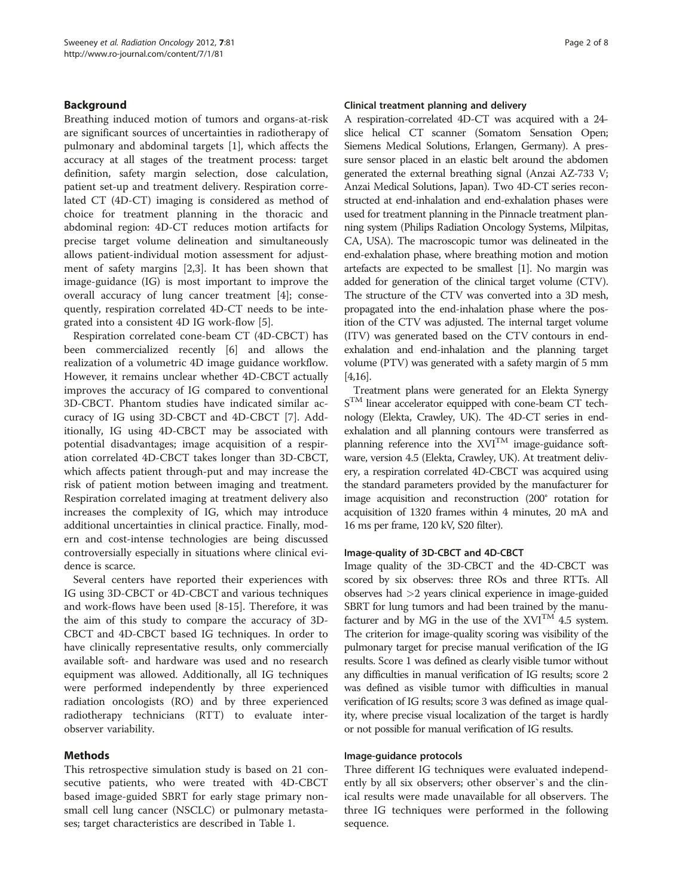## Background

Breathing induced motion of tumors and organs-at-risk are significant sources of uncertainties in radiotherapy of pulmonary and abdominal targets [1], which affects the accuracy at all stages of the treatment process: target definition, safety margin selection, dose calculation, patient set-up and treatment delivery. Respiration correlated CT (4D-CT) imaging is considered as method of choice for treatment planning in the thoracic and abdominal region: 4D-CT reduces motion artifacts for precise target volume delineation and simultaneously allows patient-individual motion assessment for adjustment of safety margins [2,3]. It has been shown that image-guidance (IG) is most important to improve the overall accuracy of lung cancer treatment [4]; consequently, respiration correlated 4D-CT needs to be integrated into a consistent 4D IG work-flow [5].

Respiration correlated cone-beam CT (4D-CBCT) has been commercialized recently [6] and allows the realization of a volumetric 4D image guidance workflow. However, it remains unclear whether 4D-CBCT actually improves the accuracy of IG compared to conventional 3D-CBCT. Phantom studies have indicated similar accuracy of IG using 3D-CBCT and 4D-CBCT [7]. Additionally, IG using 4D-CBCT may be associated with potential disadvantages; image acquisition of a respiration correlated 4D-CBCT takes longer than 3D-CBCT, which affects patient through-put and may increase the risk of patient motion between imaging and treatment. Respiration correlated imaging at treatment delivery also increases the complexity of IG, which may introduce additional uncertainties in clinical practice. Finally, modern and cost-intense technologies are being discussed controversially especially in situations where clinical evidence is scarce.

Several centers have reported their experiences with IG using 3D-CBCT or 4D-CBCT and various techniques and work-flows have been used [8-15]. Therefore, it was the aim of this study to compare the accuracy of 3D-CBCT and 4D-CBCT based IG techniques. In order to have clinically representative results, only commercially available soft- and hardware was used and no research equipment was allowed. Additionally, all IG techniques were performed independently by three experienced radiation oncologists (RO) and by three experienced radiotherapy technicians (RTT) to evaluate inter-observer variability.

## Methods

This retrospective simulation study is based on 21 consecutive patients, who were treated with 4D-CBCT based image-guided SBRT for early stage primary non-small cell lung cancer (NSCLC) or pulmonary metastases; target characteristics are described in Table 1.

### Clinical treatment planning and delivery

A respiration-correlated 4D-CT was acquired with a 24-slice helical CT scanner (Somatom Sensation Open; Siemens Medical Solutions, Erlangen, Germany). A pressure sensor placed in an elastic belt around the abdomen generated the external breathing signal (Anzai AZ-733 V; Anzai Medical Solutions, Japan). Two 4D-CT series reconstructed at end-inhalation and end-exhalation phases were used for treatment planning in the Pinnacle treatment planning system (Philips Radiation Oncology Systems, Milpitas, CA, USA). The macroscopic tumor was delineated in the end-exhalation phase, where breathing motion and motion artefacts are expected to be smallest [1]. No margin was added for generation of the clinical target volume (CTV). The structure of the CTV was converted into a 3D mesh, propagated into the end-inhalation phase where the position of the CTV was adjusted. The internal target volume (ITV) was generated based on the CTV contours in end-exhalation and end-inhalation and the planning target volume (PTV) was generated with a safety margin of 5 mm [4,16].

Treatment plans were generated for an Elekta Synergy S™ linear accelerator equipped with cone-beam CT technology (Elekta, Crawley, UK). The 4D-CT series in end-exhalation and all planning contours were transferred as planning reference into the XVI™ image-guidance software, version 4.5 (Elekta, Crawley, UK). At treatment delivery, a respiration correlated 4D-CBCT was acquired using the standard parameters provided by the manufacturer for image acquisition and reconstruction (200° rotation for acquisition of 1320 frames within 4 minutes, 20 mA and 16 ms per frame, 120 kV, S20 filter).

### Image-quality of 3D-CBCT and 4D-CBCT

Image quality of the 3D-CBCT and the 4D-CBCT was scored by six observes: three ROs and three RTTs. All observes had >2 years clinical experience in image-guided SBRT for lung tumors and had been trained by the manufacturer and by MG in the use of the XVI™ 4.5 system. The criterion for image-quality scoring was visibility of the pulmonary target for precise manual verification of the IG results. Score 1 was defined as clearly visible tumor without any difficulties in manual verification of IG results; score 2 was defined as visible tumor with difficulties in manual verification of IG results; score 3 was defined as image quality, where precise visual localization of the target is hardly or not possible for manual verification of IG results.

### Image-guidance protocols

Three different IG techniques were evaluated independently by all six observers; other observer`s and the clinical results were made unavailable for all observers. The three IG techniques were performed in the following sequence.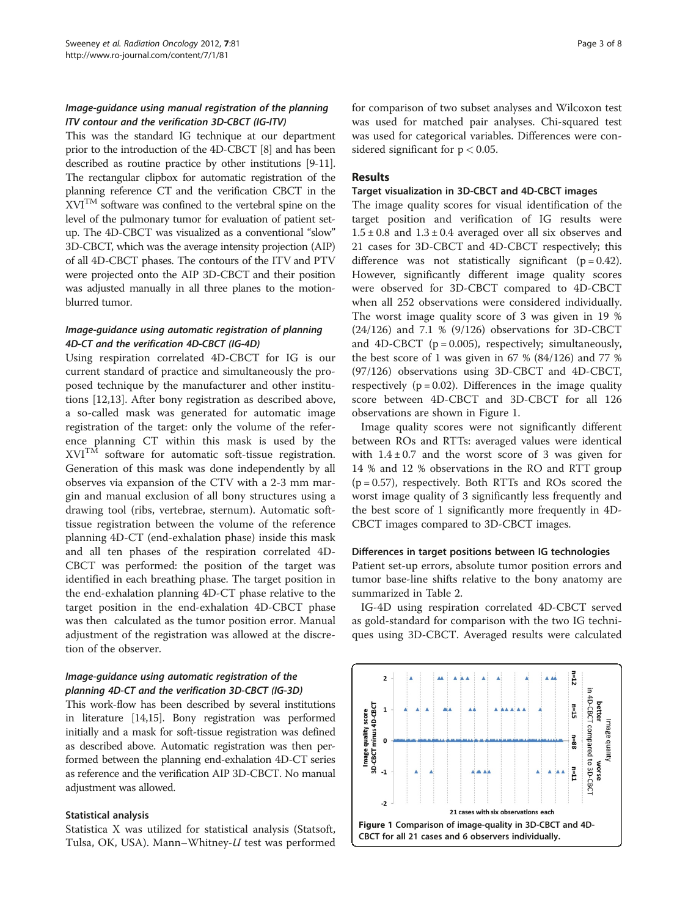### Image-guidance using manual registration of the planning ITV contour and the verification 3D-CBCT (IG-ITV)

This was the standard IG technique at our department prior to the introduction of the 4D-CBCT [8] and has been described as routine practice by other institutions [9-11]. The rectangular clipbox for automatic registration of the planning reference CT and the verification CBCT in the XVI™ software was confined to the vertebral spine on the level of the pulmonary tumor for evaluation of patient set-up. The 4D-CBCT was visualized as a conventional "slow" 3D-CBCT, which was the average intensity projection (AIP) of all 4D-CBCT phases. The contours of the ITV and PTV were projected onto the AIP 3D-CBCT and their position was adjusted manually in all three planes to the motion-blurred tumor.

### Image-guidance using automatic registration of planning 4D-CT and the verification 4D-CBCT (IG-4D)

Using respiration correlated 4D-CBCT for IG is our current standard of practice and simultaneously the proposed technique by the manufacturer and other institutions [12,13]. After bony registration as described above, a so-called mask was generated for automatic image registration of the target: only the volume of the reference planning CT within this mask is used by the XVI™ software for automatic soft-tissue registration. Generation of this mask was done independently by all observes via expansion of the CTV with a 2-3 mm margin and manual exclusion of all bony structures using a drawing tool (ribs, vertebrae, sternum). Automatic soft-tissue registration between the volume of the reference planning 4D-CT (end-exhalation phase) inside this mask and all ten phases of the respiration correlated 4D-CBCT was performed: the position of the target was identified in each breathing phase. The target position in the end-exhalation planning 4D-CT phase relative to the target position in the end-exhalation 4D-CBCT phase was then calculated as the tumor position error. Manual adjustment of the registration was allowed at the discretion of the observer.

### Image-guidance using automatic registration of the planning 4D-CT and the verification 3D-CBCT (IG-3D)

This work-flow has been described by several institutions in literature [14,15]. Bony registration was performed initially and a mask for soft-tissue registration was defined as described above. Automatic registration was then performed between the planning end-exhalation 4D-CT series as reference and the verification AIP 3D-CBCT. No manual adjustment was allowed.

### Statistical analysis

Statistica X was utilized for statistical analysis (Statsoft, Tulsa, OK, USA). Mann–Whitney-*U* test was performed for comparison of two subset analyses and Wilcoxon test was used for matched pair analyses. Chi-squared test was used for categorical variables. Differences were considered significant for $p < 0.05$.

## Results

### Target visualization in 3D-CBCT and 4D-CBCT images

The image quality scores for visual identification of the target position and verification of IG results were $1.5 \pm 0.8$ and $1.3 \pm 0.4$ averaged over all six observes and 21 cases for 3D-CBCT and 4D-CBCT respectively; this difference was not statistically significant ($p = 0.42$). However, significantly different image quality scores were observed for 3D-CBCT compared to 4D-CBCT when all 252 observations were considered individually. The worst image quality score of 3 was given in 19 % (24/126) and 7.1 % (9/126) observations for 3D-CBCT and 4D-CBCT ($p = 0.005$), respectively; simultaneously, the best score of 1 was given in 67 % (84/126) and 77 % (97/126) observations using 3D-CBCT and 4D-CBCT, respectively ($p = 0.02$). Differences in the image quality score between 4D-CBCT and 3D-CBCT for all 126 observations are shown in Figure 1.

Image quality scores were not significantly different between ROs and RTTs: averaged values were identical with $1.4 \pm 0.7$ and the worst score of 3 was given for 14 % and 12 % observations in the RO and RTT group ($p = 0.57$), respectively. Both RTTs and ROs scored the worst image quality of 3 significantly less frequently and the best score of 1 significantly more frequently in 4D-CBCT images compared to 3D-CBCT images.

### Differences in target positions between IG technologies

Patient set-up errors, absolute tumor position errors and tumor base-line shifts relative to the bony anatomy are summarized in Table 2.

IG-4D using respiration correlated 4D-CBCT served as gold-standard for comparison with the two IG techniques using 3D-CBCT. Averaged results were calculated

**Figure 1 Comparison of image-quality in 3D-CBCT and 4D-CBCT for all 21 cases and 6 observers individually.**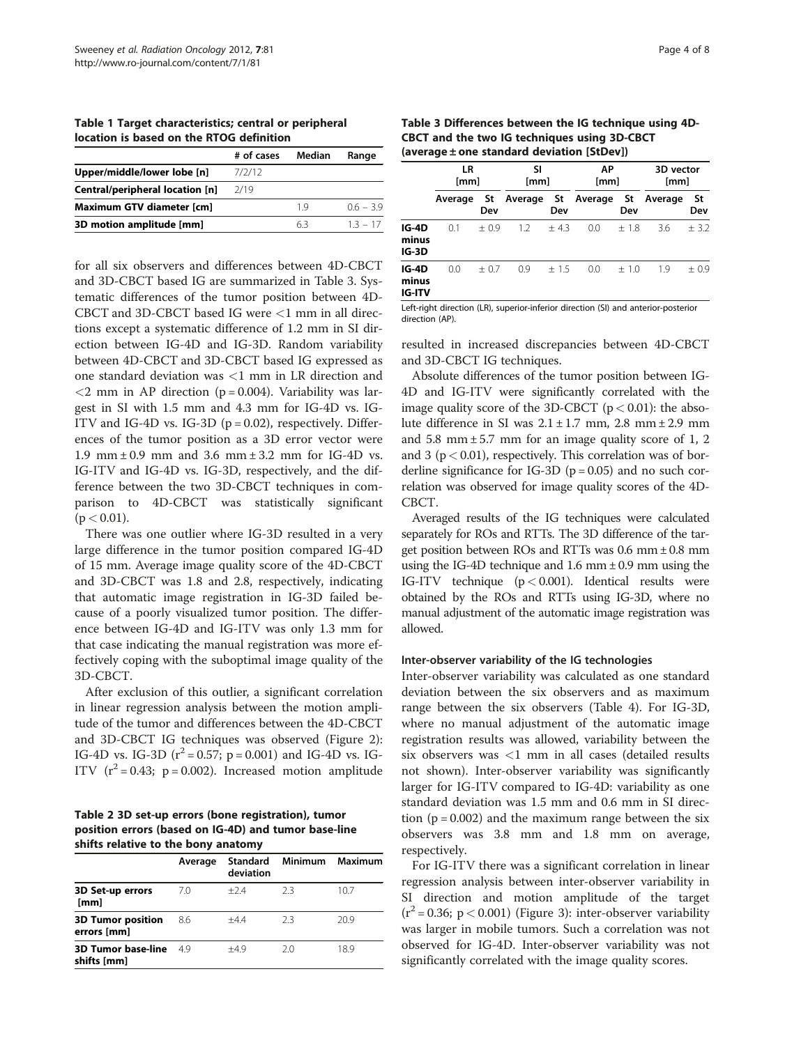**Table 1 Target characteristics; central or peripheral location is based on the RTOG definition**

| | # of cases | Median | Range |
|---|---|---|---|
| **Upper/middle/lower lobe [n]** | 7/2/12 | | |
| **Central/peripheral location [n]** | 2/19 | | |
| **Maximum GTV diameter [cm]** | | 1.9 | 0.6 – 3.9 |
| **3D motion amplitude [mm]** | | 6.3 | 1.3 – 17 |

for all six observers and differences between 4D-CBCT and 3D-CBCT based IG are summarized in Table 3. Systematic differences of the tumor position between 4D-CBCT and 3D-CBCT based IG were <1 mm in all directions except a systematic difference of 1.2 mm in SI direction between IG-4D and IG-3D. Random variability between 4D-CBCT and 3D-CBCT based IG expressed as one standard deviation was <1 mm in LR direction and <2 mm in AP direction ($p = 0.004$). Variability was largest in SI with 1.5 mm and 4.3 mm for IG-4D vs. IG-ITV and IG-4D vs. IG-3D ($p = 0.02$), respectively. Differences of the tumor position as a 3D error vector were 1.9 mm ± 0.9 mm and 3.6 mm ± 3.2 mm for IG-4D vs. IG-ITV and IG-4D vs. IG-3D, respectively, and the difference between the two 3D-CBCT techniques in comparison to 4D-CBCT was statistically significant ($p < 0.01$).

There was one outlier where IG-3D resulted in a very large difference in the tumor position compared IG-4D of 15 mm. Average image quality score of the 4D-CBCT and 3D-CBCT was 1.8 and 2.8, respectively, indicating that automatic image registration in IG-3D failed because of a poorly visualized tumor position. The difference between IG-4D and IG-ITV was only 1.3 mm for that case indicating the manual registration was more effectively coping with the suboptimal image quality of the 3D-CBCT.

After exclusion of this outlier, a significant correlation in linear regression analysis between the motion amplitude of the tumor and differences between the 4D-CBCT and 3D-CBCT IG techniques was observed (Figure 2): IG-4D vs. IG-3D ($r^2 = 0.57$; $p = 0.001$) and IG-4D vs. IG-ITV ($r^2 = 0.43$; $p = 0.002$). Increased motion amplitude resulted in increased discrepancies between 4D-CBCT and 3D-CBCT IG techniques.

**Table 2 3D set-up errors (bone registration), tumor position errors (based on IG-4D) and tumor base-line shifts relative to the bony anatomy**

| | Average | Standard deviation | Minimum | Maximum |
|---|---|---|---|---|
| **3D Set-up errors [mm]** | 7.0 | ±2.4 | 2.3 | 10.7 |
| **3D Tumor position errors [mm]** | 8.6 | ±4.4 | 2.3 | 20.9 |
| **3D Tumor base-line shifts [mm]** | 4.9 | ±4.9 | 2.0 | 18.9 |

**Table 3 Differences between the IG technique using 4D-CBCT and the two IG techniques using 3D-CBCT (average ± one standard deviation [StDev])**

| | LR [mm] | | SI [mm] | | AP [mm] | | 3D vector [mm] | |
|---|---|---|---|---|---|---|---|---|
| | Average | St Dev | Average | St Dev | Average | St Dev | Average | St Dev |
| **IG-4D minus IG-3D** | 0.1 | ± 0.9 | 1.2 | ± 4.3 | 0.0 | ± 1.8 | 3.6 | ± 3.2 |
| **IG-4D minus IG-ITV** | 0.0 | ± 0.7 | 0.9 | ± 1.5 | 0.0 | ± 1.0 | 1.9 | ± 0.9 |

Left-right direction (LR), superior-inferior direction (SI) and anterior-posterior direction (AP).

Absolute differences of the tumor position between IG-4D and IG-ITV were significantly correlated with the image quality score of the 3D-CBCT ($p < 0.01$): the absolute difference in SI was 2.1 ± 1.7 mm, 2.8 mm ± 2.9 mm and 5.8 mm ± 5.7 mm for an image quality score of 1, 2 and 3 ($p < 0.01$), respectively. This correlation was of borderline significance for IG-3D ($p = 0.05$) and no such correlation was observed for image quality scores of the 4D-CBCT.

Averaged results of the IG techniques were calculated separately for ROs and RTTs. The 3D difference of the target position between ROs and RTTs was 0.6 mm ± 0.8 mm using the IG-4D technique and 1.6 mm ± 0.9 mm using the IG-ITV technique ($p < 0.001$). Identical results were obtained by the ROs and RTTs using IG-3D, where no manual adjustment of the automatic image registration was allowed.

#### Inter-observer variability of the IG technologies

Inter-observer variability was calculated as one standard deviation between the six observers and as maximum range between the six observers (Table 4). For IG-3D, where no manual adjustment of the automatic image registration results was allowed, variability between the six observers was <1 mm in all cases (detailed results not shown). Inter-observer variability was significantly larger for IG-ITV compared to IG-4D: variability as one standard deviation was 1.5 mm and 0.6 mm in SI direction ($p = 0.002$) and the maximum range between the six observers was 3.8 mm and 1.8 mm on average, respectively.

For IG-ITV there was a significant correlation in linear regression analysis between inter-observer variability in SI direction and motion amplitude of the target ($r^2 = 0.36$; $p < 0.001$) (Figure 3): inter-observer variability was larger in mobile tumors. Such a correlation was not observed for IG-4D. Inter-observer variability was not significantly correlated with the image quality scores.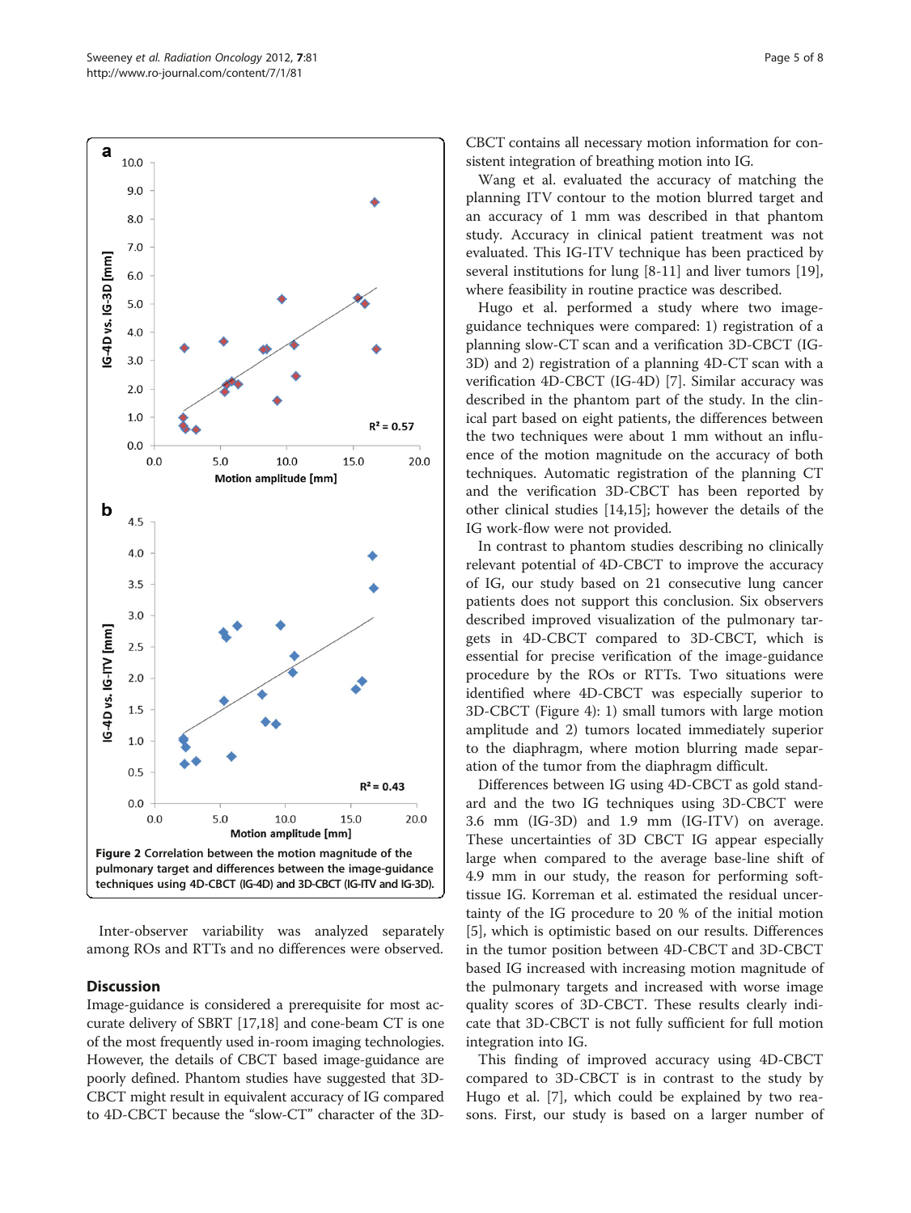Figure 2 Correlation between the motion magnitude of the pulmonary target and differences between the image-guidance techniques using 4D-CBCT (IG-4D) and 3D-CBCT (IG-ITV and IG-3D).

Inter-observer variability was analyzed separately among ROs and RTTs and no differences were observed.

## Discussion

Image-guidance is considered a prerequisite for most accurate delivery of SBRT [17,18] and cone-beam CT is one of the most frequently used in-room imaging technologies. However, the details of CBCT based image-guidance are poorly defined. Phantom studies have suggested that 3D-CBCT might result in equivalent accuracy of IG compared to 4D-CBCT because the "slow-CT" character of the 3D-CBCT contains all necessary motion information for consistent integration of breathing motion into IG.

Wang et al. evaluated the accuracy of matching the planning ITV contour to the motion blurred target and an accuracy of 1 mm was described in that phantom study. Accuracy in clinical patient treatment was not evaluated. This IG-ITV technique has been practiced by several institutions for lung [8-11] and liver tumors [19], where feasibility in routine practice was described.

Hugo et al. performed a study where two image-guidance techniques were compared: 1) registration of a planning slow-CT scan and a verification 3D-CBCT (IG-3D) and 2) registration of a planning 4D-CT scan with a verification 4D-CBCT (IG-4D) [7]. Similar accuracy was described in the phantom part of the study. In the clinical part based on eight patients, the differences between the two techniques were about 1 mm without an influence of the motion magnitude on the accuracy of both techniques. Automatic registration of the planning CT and the verification 3D-CBCT has been reported by other clinical studies [14,15]; however the details of the IG work-flow were not provided.

In contrast to phantom studies describing no clinically relevant potential of 4D-CBCT to improve the accuracy of IG, our study based on 21 consecutive lung cancer patients does not support this conclusion. Six observers described improved visualization of the pulmonary targets in 4D-CBCT compared to 3D-CBCT, which is essential for precise verification of the image-guidance procedure by the ROs or RTTs. Two situations were identified where 4D-CBCT was especially superior to 3D-CBCT (Figure 4): 1) small tumors with large motion amplitude and 2) tumors located immediately superior to the diaphragm, where motion blurring made separation of the tumor from the diaphragm difficult.

Differences between IG using 4D-CBCT as gold standard and the two IG techniques using 3D-CBCT were 3.6 mm (IG-3D) and 1.9 mm (IG-ITV) on average. These uncertainties of 3D CBCT IG appear especially large when compared to the average base-line shift of 4.9 mm in our study, the reason for performing soft-tissue IG. Korreman et al. estimated the residual uncertainty of the IG procedure to 20 % of the initial motion [5], which is optimistic based on our results. Differences in the tumor position between 4D-CBCT and 3D-CBCT based IG increased with increasing motion magnitude of the pulmonary targets and increased with worse image quality scores of 3D-CBCT. These results clearly indicate that 3D-CBCT is not fully sufficient for full motion integration into IG.

This finding of improved accuracy using 4D-CBCT compared to 3D-CBCT is in contrast to the study by Hugo et al. [7], which could be explained by two reasons. First, our study is based on a larger number of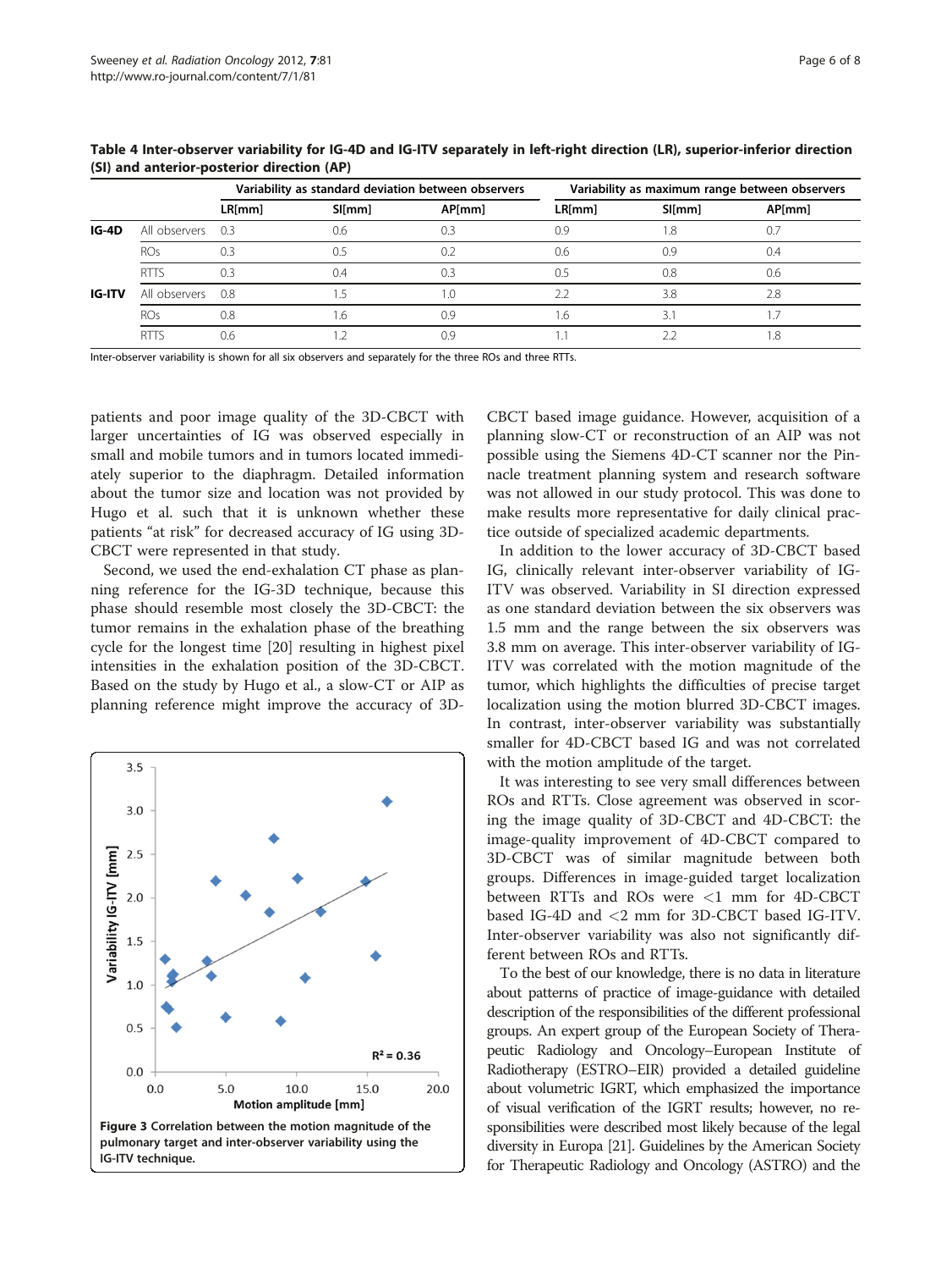**Table 4 Inter-observer variability for IG-4D and IG-ITV separately in left-right direction (LR), superior-inferior direction (SI) and anterior-posterior direction (AP)**

| | | Variability as standard deviation between observers | | | Variability as maximum range between observers | | |
|---|---|---|---|---|---|---|---|
| | | LR[mm] | SI[mm] | AP[mm] | LR[mm] | SI[mm] | AP[mm] |
| **IG-4D** | All observers | 0.3 | 0.6 | 0.3 | 0.9 | 1.8 | 0.7 |
| | ROs | 0.3 | 0.5 | 0.2 | 0.6 | 0.9 | 0.4 |
| | RTTS | 0.3 | 0.4 | 0.3 | 0.5 | 0.8 | 0.6 |
| **IG-ITV** | All observers | 0.8 | 1.5 | 1.0 | 2.2 | 3.8 | 2.8 |
| | ROs | 0.8 | 1.6 | 0.9 | 1.6 | 3.1 | 1.7 |
| | RTTS | 0.6 | 1.2 | 0.9 | 1.1 | 2.2 | 1.8 |

Inter-observer variability is shown for all six observers and separately for the three ROs and three RTTs.

patients and poor image quality of the 3D-CBCT with larger uncertainties of IG was observed especially in small and mobile tumors and in tumors located immediately superior to the diaphragm. Detailed information about the tumor size and location was not provided by Hugo et al. such that it is unknown whether these patients "at risk" for decreased accuracy of IG using 3D-CBCT were represented in that study.

Second, we used the end-exhalation CT phase as planning reference for the IG-3D technique, because this phase should resemble most closely the 3D-CBCT: the tumor remains in the exhalation phase of the breathing cycle for the longest time [20] resulting in highest pixel intensities in the exhalation position of the 3D-CBCT. Based on the study by Hugo et al., a slow-CT or AIP as planning reference might improve the accuracy of 3D-CBCT based image guidance. However, acquisition of a planning slow-CT or reconstruction of an AIP was not possible using the Siemens 4D-CT scanner nor the Pinnacle treatment planning system and research software was not allowed in our study protocol. This was done to make results more representative for daily clinical practice outside of specialized academic departments.

**Figure 3** Correlation between the motion magnitude of the pulmonary target and inter-observer variability using the IG-ITV technique.

In addition to the lower accuracy of 3D-CBCT based IG, clinically relevant inter-observer variability of IG-ITV was observed. Variability in SI direction expressed as one standard deviation between the six observers was 1.5 mm and the range between the six observers was 3.8 mm on average. This inter-observer variability of IG-ITV was correlated with the motion magnitude of the tumor, which highlights the difficulties of precise target localization using the motion blurred 3D-CBCT images. In contrast, inter-observer variability was substantially smaller for 4D-CBCT based IG and was not correlated with the motion amplitude of the target.

It was interesting to see very small differences between ROs and RTTs. Close agreement was observed in scoring the image quality of 3D-CBCT and 4D-CBCT: the image-quality improvement of 4D-CBCT compared to 3D-CBCT was of similar magnitude between both groups. Differences in image-guided target localization between RTTs and ROs were <1 mm for 4D-CBCT based IG-4D and <2 mm for 3D-CBCT based IG-ITV. Inter-observer variability was also not significantly different between ROs and RTTs.

To the best of our knowledge, there is no data in literature about patterns of practice of image-guidance with detailed description of the responsibilities of the different professional groups. An expert group of the European Society of Therapeutic Radiology and Oncology–European Institute of Radiotherapy (ESTRO–EIR) provided a detailed guideline about volumetric IGRT, which emphasized the importance of visual verification of the IGRT results; however, no responsibilities were described most likely because of the legal diversity in Europa [21]. Guidelines by the American Society for Therapeutic Radiology and Oncology (ASTRO) and the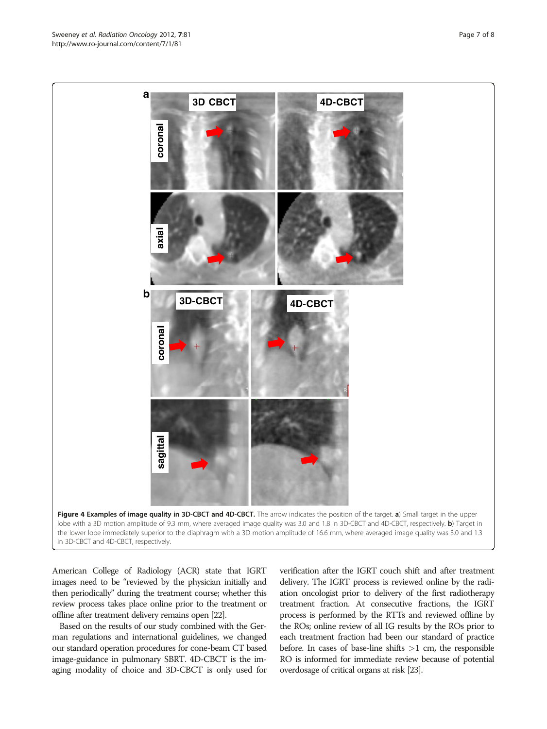**Figure 4 Examples of image quality in 3D-CBCT and 4D-CBCT.** The arrow indicates the position of the target. **a**) Small target in the upper lobe with a 3D motion amplitude of 9.3 mm, where averaged image quality was 3.0 and 1.8 in 3D-CBCT and 4D-CBCT, respectively. **b**) Target in the lower lobe immediately superior to the diaphragm with a 3D motion amplitude of 16.6 mm, where averaged image quality was 3.0 and 1.3 in 3D-CBCT and 4D-CBCT, respectively.

American College of Radiology (ACR) state that IGRT images need to be "reviewed by the physician initially and then periodically" during the treatment course; whether this review process takes place online prior to the treatment or offline after treatment delivery remains open [22].

Based on the results of our study combined with the German regulations and international guidelines, we changed our standard operation procedures for cone-beam CT based image-guidance in pulmonary SBRT. 4D-CBCT is the imaging modality of choice and 3D-CBCT is only used for verification after the IGRT couch shift and after treatment delivery. The IGRT process is reviewed online by the radiation oncologist prior to delivery of the first radiotherapy treatment fraction. At consecutive fractions, the IGRT process is performed by the RTTs and reviewed offline by the ROs; online review of all IG results by the ROs prior to each treatment fraction had been our standard of practice before. In cases of base-line shifts >1 cm, the responsible RO is informed for immediate review because of potential overdosage of critical organs at risk [23].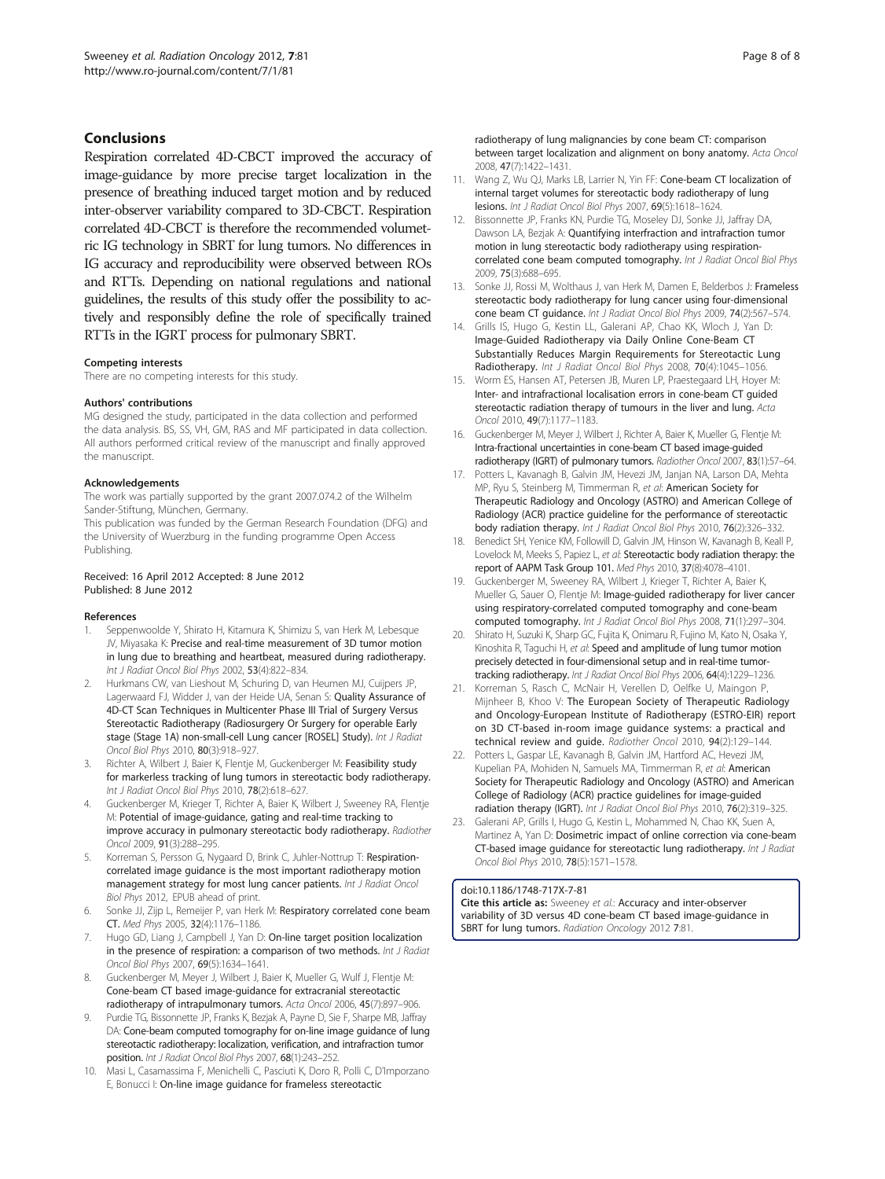## Conclusions

Respiration correlated 4D-CBCT improved the accuracy of image-guidance by more precise target localization in the presence of breathing induced target motion and by reduced inter-observer variability compared to 3D-CBCT. Respiration correlated 4D-CBCT is therefore the recommended volumetric IG technology in SBRT for lung tumors. No differences in IG accuracy and reproducibility were observed between ROs and RTTs. Depending on national regulations and national guidelines, the results of this study offer the possibility to actively and responsibly define the role of specifically trained RTTs in the IGRT process for pulmonary SBRT.

#### Competing interests

There are no competing interests for this study.

#### Authors' contributions

MG designed the study, participated in the data collection and performed the data analysis. BS, SS, VH, GM, RAS and MF participated in data collection. All authors performed critical review of the manuscript and finally approved the manuscript.

#### Acknowledgements

The work was partially supported by the grant 2007.074.2 of the Wilhelm Sander-Stiftung, München, Germany.

This publication was funded by the German Research Foundation (DFG) and the University of Wuerzburg in the funding programme Open Access Publishing.

Received: 16 April 2012 Accepted: 8 June 2012
Published: 8 June 2012

#### References

1. Seppenwoolde Y, Shirato H, Kitamura K, Shimizu S, van Herk M, Lebesque JV, Miyasaka K: **Precise and real-time measurement of 3D tumor motion in lung due to breathing and heartbeat, measured during radiotherapy.** *Int J Radiat Oncol Biol Phys* 2002, **53**(4):822–834.
2. Hurkmans CW, van Lieshout M, Schuring D, van Heumen MJ, Cuijpers JP, Lagerwaard FJ, Widder J, van der Heide UA, Senan S: **Quality Assurance of 4D-CT Scan Techniques in Multicenter Phase III Trial of Surgery Versus Stereotactic Radiotherapy (Radiosurgery Or Surgery for operable Early stage (Stage 1A) non-small-cell Lung cancer [ROSEL] Study).** *Int J Radiat Oncol Biol Phys* 2010, **80**(3):918–927.
3. Richter A, Wilbert J, Baier K, Flentje M, Guckenberger M: **Feasibility study for markerless tracking of lung tumors in stereotactic body radiotherapy.** *Int J Radiat Oncol Biol Phys* 2010, **78**(2):618–627.
4. Guckenberger M, Krieger T, Richter A, Baier K, Wilbert J, Sweeney RA, Flentje M: **Potential of image-guidance, gating and real-time tracking to improve accuracy in pulmonary stereotactic body radiotherapy.** *Radiother Oncol* 2009, **91**(3):288–295.
5. Korreman S, Persson G, Nygaard D, Brink C, Juhler-Nottrup T: **Respiration-correlated image guidance is the most important radiotherapy motion management strategy for most lung cancer patients.** *Int J Radiat Oncol Biol Phys* 2012, EPUB ahead of print.
6. Sonke JJ, Zijp L, Remeijer P, van Herk M: **Respiratory correlated cone beam CT.** *Med Phys* 2005, **32**(4):1176–1186.
7. Hugo GD, Liang J, Campbell J, Yan D: **On-line target position localization in the presence of respiration: a comparison of two methods.** *Int J Radiat Oncol Biol Phys* 2007, **69**(5):1634–1641.
8. Guckenberger M, Meyer J, Wilbert J, Baier K, Mueller G, Wulf J, Flentje M: **Cone-beam CT based image-guidance for extracranial stereotactic radiotherapy of intrapulmonary tumors.** *Acta Oncol* 2006, **45**(7):897–906.
9. Purdie TG, Bissonnette JP, Franks K, Bezjak A, Payne D, Sie F, Sharpe MB, Jaffray DA: **Cone-beam computed tomography for on-line image guidance of lung stereotactic radiotherapy: localization, verification, and intrafraction tumor position.** *Int J Radiat Oncol Biol Phys* 2007, **68**(1):243–252.
10. Masi L, Casamassima F, Menichelli C, Pasciuti K, Doro R, Polli C, D'Imporzano E, Bonucci I: **On-line image guidance for frameless stereotactic radiotherapy of lung malignancies by cone beam CT: comparison between target localization and alignment on bony anatomy.** *Acta Oncol* 2008, **47**(7):1422–1431.
11. Wang Z, Wu QJ, Marks LB, Larrier N, Yin FF: **Cone-beam CT localization of internal target volumes for stereotactic body radiotherapy of lung lesions.** *Int J Radiat Oncol Biol Phys* 2007, **69**(5):1618–1624.
12. Bissonnette JP, Franks KN, Purdie TG, Moseley DJ, Sonke JJ, Jaffray DA, Dawson LA, Bezjak A: **Quantifying interfraction and intrafraction tumor motion in lung stereotactic body radiotherapy using respiration-correlated cone beam computed tomography.** *Int J Radiat Oncol Biol Phys* 2009, **75**(3):688–695.
13. Sonke JJ, Rossi M, Wolthaus J, van Herk M, Damen E, Belderbos J: **Frameless stereotactic body radiotherapy for lung cancer using four-dimensional cone beam CT guidance.** *Int J Radiat Oncol Biol Phys* 2009, **74**(2):567–574.
14. Grills IS, Hugo G, Kestin LL, Galerani AP, Chao KK, Wloch J, Yan D: **Image-Guided Radiotherapy via Daily Online Cone-Beam CT Substantially Reduces Margin Requirements for Stereotactic Lung Radiotherapy.** *Int J Radiat Oncol Biol Phys* 2008, **70**(4):1045–1056.
15. Worm ES, Hansen AT, Petersen JB, Muren LP, Praestegaard LH, Hoyer M: **Inter- and intrafractional localisation errors in cone-beam CT guided stereotactic radiation therapy of tumours in the liver and lung.** *Acta Oncol* 2010, **49**(7):1177–1183.
16. Guckenberger M, Meyer J, Wilbert J, Richter A, Baier K, Mueller G, Flentje M: **Intra-fractional uncertainties in cone-beam CT based image-guided radiotherapy (IGRT) of pulmonary tumors.** *Radiother Oncol* 2007, **83**(1):57–64.
17. Potters L, Kavanagh B, Galvin JM, Hevezi JM, Janjan NA, Larson DA, Mehta MP, Ryu S, Steinberg M, Timmerman R, *et al*: **American Society for Therapeutic Radiology and Oncology (ASTRO) and American College of Radiology (ACR) practice guideline for the performance of stereotactic body radiation therapy.** *Int J Radiat Oncol Biol Phys* 2010, **76**(2):326–332.
18. Benedict SH, Yenice KM, Followill D, Galvin JM, Hinson W, Kavanagh B, Keall P, Lovelock M, Meeks S, Papiez L, *et al*: **Stereotactic body radiation therapy: the report of AAPM Task Group 101.** *Med Phys* 2010, **37**(8):4078–4101.
19. Guckenberger M, Sweeney RA, Wilbert J, Krieger T, Richter A, Baier K, Mueller G, Sauer O, Flentje M: **Image-guided radiotherapy for liver cancer using respiratory-correlated computed tomography and cone-beam computed tomography.** *Int J Radiat Oncol Biol Phys* 2008, **71**(1):297–304.
20. Shirato H, Suzuki K, Sharp GC, Fujita K, Onimaru R, Fujino M, Kato N, Osaka Y, Kinoshita R, Taguchi H, *et al*: **Speed and amplitude of lung tumor motion precisely detected in four-dimensional setup and in real-time tumor-tracking radiotherapy.** *Int J Radiat Oncol Biol Phys* 2006, **64**(4):1229–1236.
21. Korreman S, Rasch C, McNair H, Verellen D, Oelfke U, Maingon P, Mijnheer B, Khoo V: **The European Society of Therapeutic Radiology and Oncology-European Institute of Radiotherapy (ESTRO-EIR) report on 3D CT-based in-room image guidance systems: a practical and technical review and guide.** *Radiother Oncol* 2010, **94**(2):129–144.
22. Potters L, Gaspar LE, Kavanagh B, Galvin JM, Hartford AC, Hevezi JM, Kupelian PA, Mohiden N, Samuels MA, Timmerman R, *et al*: **American Society for Therapeutic Radiology and Oncology (ASTRO) and American College of Radiology (ACR) practice guidelines for image-guided radiation therapy (IGRT).** *Int J Radiat Oncol Biol Phys* 2010, **76**(2):319–325.
23. Galerani AP, Grills I, Hugo G, Kestin L, Mohammed N, Chao KK, Suen A, Martinez A, Yan D: **Dosimetric impact of online correction via cone-beam CT-based image guidance for stereotactic lung radiotherapy.** *Int J Radiat Oncol Biol Phys* 2010, **78**(5):1571–1578.

doi:10.1186/1748-717X-7-81

**Cite this article as:** Sweeney *et al.*: Accuracy and inter-observer variability of 3D versus 4D cone-beam CT based image-guidance in SBRT for lung tumors. *Radiation Oncology* 2012 **7**:81.